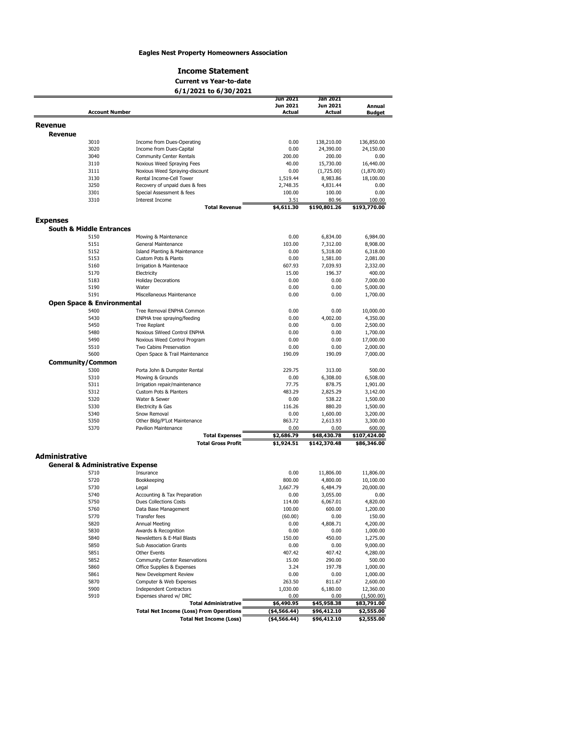**Eagles Nest Property Homeowners Association**

# Income Statement

**Current vs Year-to-date**

**6/1/2021 to 6/30/2021**

| Account Number | | Jun 2021 Jun 2021 Actual | Jan 2021 Jun 2021 Actual | Annual Budget |
|---|---|---|---|---|
| **Revenue** | | | | |
| **Revenue** | | | | |
| 3010 | Income from Dues-Operating | 0.00 | 138,210.00 | 136,850.00 |
| 3020 | Income from Dues-Capital | 0.00 | 24,390.00 | 24,150.00 |
| 3040 | Community Center Rentals | 200.00 | 200.00 | 0.00 |
| 3110 | Noxious Weed Spraying Fees | 40.00 | 15,730.00 | 16,440.00 |
| 3111 | Noxious Weed Spraying-discount | 0.00 | (1,725.00) | (1,870.00) |
| 3130 | Rental Income-Cell Tower | 1,519.44 | 8,983.86 | 18,100.00 |
| 3250 | Recovery of unpaid dues & fees | 2,748.35 | 4,831.44 | 0.00 |
| 3301 | Special Assessment & fees | 100.00 | 100.00 | 0.00 |
| 3310 | Interest Income | 3.51 | 80.96 | 100.00 |
| | **Total Revenue** | **$4,611.30** | **$190,801.26** | **$193,770.00** |
| **Expenses** | | | | |
| **South & Middle Entrances** | | | | |
| 5150 | Mowing & Maintenance | 0.00 | 6,834.00 | 6,984.00 |
| 5151 | General Maintenance | 103.00 | 7,312.00 | 8,908.00 |
| 5152 | Island Planting & Maintenance | 0.00 | 5,318.00 | 6,318.00 |
| 5153 | Custom Pots & Plants | 0.00 | 1,581.00 | 2,081.00 |
| 5160 | Irrigation & Maintenace | 607.93 | 7,039.93 | 2,332.00 |
| 5170 | Electricity | 15.00 | 196.37 | 400.00 |
| 5183 | Holiday Decorations | 0.00 | 0.00 | 7,000.00 |
| 5190 | Water | 0.00 | 0.00 | 5,000.00 |
| 5191 | Miscellaneous Maintenance | 0.00 | 0.00 | 1,700.00 |
| **Open Space & Environmental** | | | | |
| 5400 | Tree Removal ENPHA Common | 0.00 | 0.00 | 10,000.00 |
| 5430 | ENPHA tree spraying/feeding | 0.00 | 4,002.00 | 4,350.00 |
| 5450 | Tree Replant | 0.00 | 0.00 | 2,500.00 |
| 5480 | Noxious SWeed Control ENPHA | 0.00 | 0.00 | 1,700.00 |
| 5490 | Noxious Weed Control Program | 0.00 | 0.00 | 17,000.00 |
| 5510 | Two Cabins Preservation | 0.00 | 0.00 | 2,000.00 |
| 5600 | Open Space & Trail Maintenance | 190.09 | 190.09 | 7,000.00 |
| **Community/Common** | | | | |
| 5300 | Porta John & Dumpster Rental | 229.75 | 313.00 | 500.00 |
| 5310 | Mowing & Grounds | 0.00 | 6,308.00 | 6,508.00 |
| 5311 | Irrigation repair/maintenance | 77.75 | 878.75 | 1,901.00 |
| 5312 | Custom Pots & Planters | 483.29 | 2,825.29 | 3,142.00 |
| 5320 | Water & Sewer | 0.00 | 538.22 | 1,500.00 |
| 5330 | Electricity & Gas | 116.26 | 880.20 | 1,500.00 |
| 5340 | Snow Removal | 0.00 | 1,600.00 | 3,200.00 |
| 5350 | Other Bldg/P'Lot Maintenance | 863.72 | 2,613.93 | 3,300.00 |
| 5370 | Pavilion Maintenance | 0.00 | 0.00 | 600.00 |
| | **Total Expenses** | **$2,686.79** | **$48,430.78** | **$107,424.00** |
| | **Total Gross Profit** | **$1,924.51** | **$142,370.48** | **$86,346.00** |
| **Administrative** | | | | |
| **General & Administrative Expense** | | | | |
| 5710 | Insurance | 0.00 | 11,806.00 | 11,806.00 |
| 5720 | Bookkeeping | 800.00 | 4,800.00 | 10,100.00 |
| 5730 | Legal | 3,667.79 | 6,484.79 | 20,000.00 |
| 5740 | Accounting & Tax Preparation | 0.00 | 3,055.00 | 0.00 |
| 5750 | Dues Collections Costs | 114.00 | 6,067.01 | 4,820.00 |
| 5760 | Data Base Management | 100.00 | 600.00 | 1,200.00 |
| 5770 | Transfer fees | (60.00) | 0.00 | 150.00 |
| 5820 | Annual Meeting | 0.00 | 4,808.71 | 4,200.00 |
| 5830 | Awards & Recognition | 0.00 | 0.00 | 1,000.00 |
| 5840 | Newsletters & E-Mail Blasts | 150.00 | 450.00 | 1,275.00 |
| 5850 | Sub Association Grants | 0.00 | 0.00 | 9,000.00 |
| 5851 | Other Events | 407.42 | 407.42 | 4,280.00 |
| 5852 | Community Center Reservations | 15.00 | 290.00 | 500.00 |
| 5860 | Office Supplies & Expenses | 3.24 | 197.78 | 1,000.00 |
| 5861 | New Development Review | 0.00 | 0.00 | 1,000.00 |
| 5870 | Computer & Web Expenses | 263.50 | 811.67 | 2,600.00 |
| 5900 | Independent Contractors | 1,030.00 | 6,180.00 | 12,360.00 |
| 5910 | Expenses shared w/ DRC | 0.00 | 0.00 | (1,500.00) |
| | **Total Administrative** | **$6,490.95** | **$45,958.38** | **$83,791.00** |
| | **Total Net Income (Loss) From Operations** | **($4,566.44)** | **$96,412.10** | **$2,555.00** |
| | **Total Net Income (Loss)** | **($4,566.44)** | **$96,412.10** | **$2,555.00** |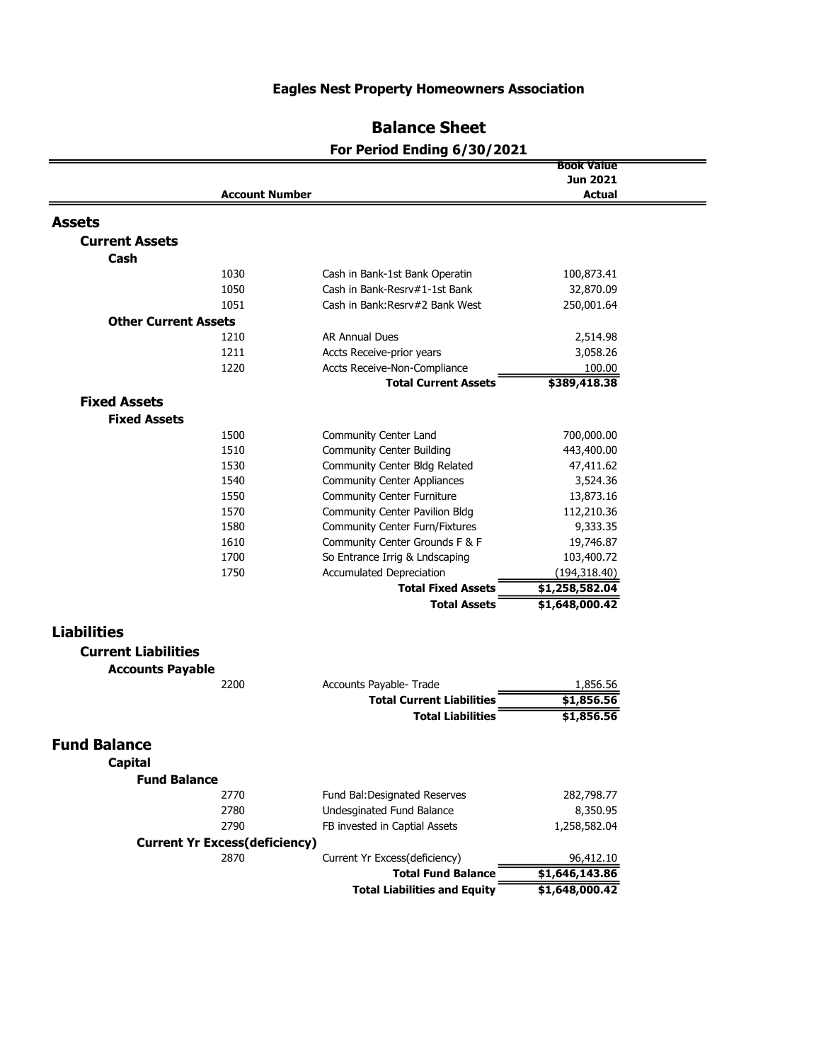# Eagles Nest Property Homeowners Association

## Balance Sheet

### For Period Ending 6/30/2021

| Account Number | | Book Value Jun 2021 Actual |
|---|---|---|
| **Assets** | | |
| **Current Assets** | | |
| **Cash** | | |
| 1030 | Cash in Bank-1st Bank Operatin | 100,873.41 |
| 1050 | Cash in Bank-Resrv#1-1st Bank | 32,870.09 |
| 1051 | Cash in Bank:Resrv#2 Bank West | 250,001.64 |
| **Other Current Assets** | | |
| 1210 | AR Annual Dues | 2,514.98 |
| 1211 | Accts Receive-prior years | 3,058.26 |
| 1220 | Accts Receive-Non-Compliance | 100.00 |
| | **Total Current Assets** | **$389,418.38** |
| **Fixed Assets** | | |
| **Fixed Assets** | | |
| 1500 | Community Center Land | 700,000.00 |
| 1510 | Community Center Building | 443,400.00 |
| 1530 | Community Center Bldg Related | 47,411.62 |
| 1540 | Community Center Appliances | 3,524.36 |
| 1550 | Community Center Furniture | 13,873.16 |
| 1570 | Community Center Pavilion Bldg | 112,210.36 |
| 1580 | Community Center Furn/Fixtures | 9,333.35 |
| 1610 | Community Center Grounds F & F | 19,746.87 |
| 1700 | So Entrance Irrig & Lndscaping | 103,400.72 |
| 1750 | Accumulated Depreciation | (194,318.40) |
| | **Total Fixed Assets** | **$1,258,582.04** |
| | **Total Assets** | **$1,648,000.42** |
| **Liabilities** | | |
| **Current Liabilities** | | |
| **Accounts Payable** | | |
| 2200 | Accounts Payable- Trade | 1,856.56 |
| | **Total Current Liabilities** | **$1,856.56** |
| | **Total Liabilities** | **$1,856.56** |
| **Fund Balance** | | |
| **Capital** | | |
| **Fund Balance** | | |
| 2770 | Fund Bal:Designated Reserves | 282,798.77 |
| 2780 | Undesginated Fund Balance | 8,350.95 |
| 2790 | FB invested in Captial Assets | 1,258,582.04 |
| **Current Yr Excess(deficiency)** | | |
| 2870 | Current Yr Excess(deficiency) | 96,412.10 |
| | **Total Fund Balance** | **$1,646,143.86** |
| | **Total Liabilities and Equity** | **$1,648,000.42** |